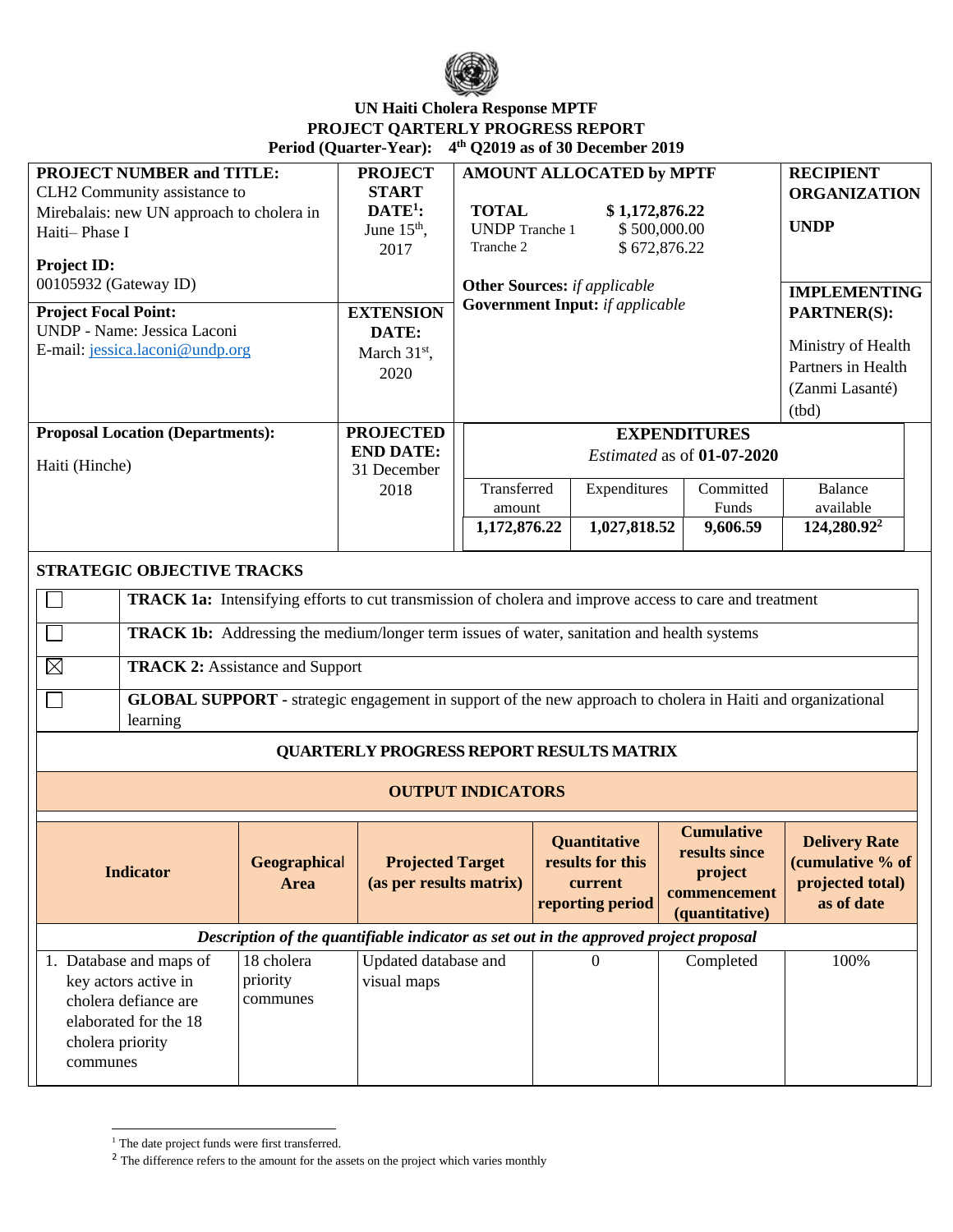**UN Haiti Cholera Response MPTF**
**PROJECT QARTERLY PROGRESS REPORT**
**Period (Quarter-Year): 4th Q2019 as of 30 December 2019**

| **PROJECT NUMBER and TITLE:** | **PROJECT START DATE[1]:** | **AMOUNT ALLOCATED by MPTF** | **RECIPIENT ORGANIZATION** |
|---|---|---|---|
| CLH2 Community assistance to Mirebalais: new UN approach to cholera in Haiti– Phase I<br><br>**Project ID:**<br>00105932 (Gateway ID) | June 15th, 2017 | **TOTAL** **$ 1,172,876.22**<br>UNDP Tranche 1 $ 500,000.00<br>Tranche 2 $ 672,876.22<br><br>**Other Sources:** *if applicable*<br>**Government Input:** *if applicable* | **UNDP** |
| **Project Focal Point:**<br>UNDP - Name: Jessica Laconi<br>E-mail: jessica.laconi@undp.org | **EXTENSION DATE:**<br>March 31st, 2020 | | **IMPLEMENTING PARTNER(S):**<br>Ministry of Health<br>Partners in Health (Zanmi Lasanté) (tbd) |

| **Proposal Location (Departments):** | **PROJECTED END DATE:** | **EXPENDITURES** *Estimated* as of **01-07-2020** | | | |
|---|---|---|---|---|---|
| Haiti (Hinche) | 31 December 2018 | Transferred amount | Expenditures | Committed Funds | Balance available |
| | | **1,172,876.22** | **1,027,818.52** | **9,606.59** | **124,280.92[2]** |

**STRATEGIC OBJECTIVE TRACKS**

| | |
|---|---|
| ☐ | **TRACK 1a:** Intensifying efforts to cut transmission of cholera and improve access to care and treatment |
| ☐ | **TRACK 1b:** Addressing the medium/longer term issues of water, sanitation and health systems |
| ☒ | **TRACK 2:** Assistance and Support |
| ☐ | **GLOBAL SUPPORT -** strategic engagement in support of the new approach to cholera in Haiti and organizational learning |

**QUARTERLY PROGRESS REPORT RESULTS MATRIX**

**OUTPUT INDICATORS**

| Indicator | Geographical Area | Projected Target (as per results matrix) | Quantitative results for this current reporting period | Cumulative results since project commencement (quantitative) | Delivery Rate (cumulative % of projected total) as of date |
|---|---|---|---|---|---|
| *Description of the quantifiable indicator as set out in the approved project proposal* | | | | | |
| 1. Database and maps of key actors active in cholera defiance are elaborated for the 18 cholera priority communes | 18 cholera priority communes | Updated database and visual maps | 0 | Completed | 100% |

[1] The date project funds were first transferred.

[2] The difference refers to the amount for the assets on the project which varies monthly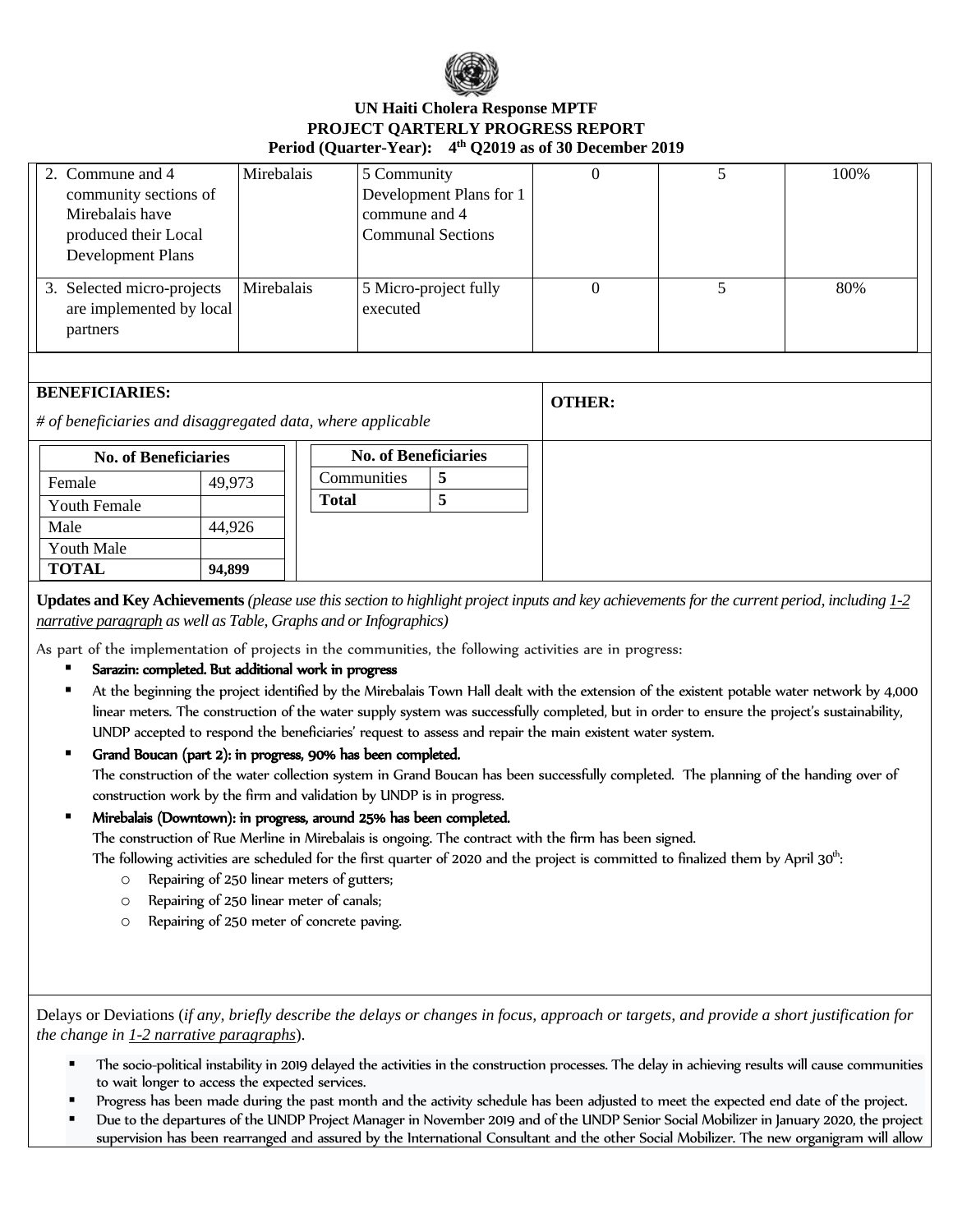**UN Haiti Cholera Response MPTF**
**PROJECT QARTERLY PROGRESS REPORT**
**Period (Quarter-Year): 4th Q2019 as of 30 December 2019**

| | | | | | |
|---|---|---|---|---|---|
| 2. Commune and 4 community sections of Mirebalais have produced their Local Development Plans | Mirebalais | 5 Community Development Plans for 1 commune and 4 Communal Sections | 0 | 5 | 100% |
| 3. Selected micro-projects are implemented by local partners | Mirebalais | 5 Micro-project fully executed | 0 | 5 | 80% |

**BENEFICIARIES:**

*# of beneficiaries and disaggregated data, where applicable*

| No. of Beneficiaries | |
|---|---|
| Female | 49,973 |
| Youth Female | |
| Male | 44,926 |
| Youth Male | |
| **TOTAL** | **94,899** |

| No. of Beneficiaries | |
|---|---|
| Communities | **5** |
| **Total** | **5** |

**OTHER:**

**Updates and Key Achievements** *(please use this section to highlight project inputs and key achievements for the current period, including 1-2 narrative paragraph as well as Table, Graphs and or Infographics)*

As part of the implementation of projects in the communities, the following activities are in progress:

- **Sarazin: completed. But additional work in progress**
- At the beginning the project identified by the Mirebalais Town Hall dealt with the extension of the existent potable water network by 4,000 linear meters. The construction of the water supply system was successfully completed, but in order to ensure the project's sustainability, UNDP accepted to respond the beneficiaries' request to assess and repair the main existent water system.
- **Grand Boucan (part 2): in progress, 90% has been completed.**
  The construction of the water collection system in Grand Boucan has been successfully completed. The planning of the handing over of construction work by the firm and validation by UNDP is in progress.
- **Mirebalais (Downtown): in progress, around 25% has been completed.**
  The construction of Rue Merline in Mirebalais is ongoing. The contract with the firm has been signed.
  The following activities are scheduled for the first quarter of 2020 and the project is committed to finalized them by April 30th:
  - Repairing of 250 linear meters of gutters;
  - Repairing of 250 linear meter of canals;
  - Repairing of 250 meter of concrete paving.

Delays or Deviations (*if any, briefly describe the delays or changes in focus, approach or targets, and provide a short justification for the change in 1-2 narrative paragraphs*).

- The socio-political instability in 2019 delayed the activities in the construction processes. The delay in achieving results will cause communities to wait longer to access the expected services.
- Progress has been made during the past month and the activity schedule has been adjusted to meet the expected end date of the project.
- Due to the departures of the UNDP Project Manager in November 2019 and of the UNDP Senior Social Mobilizer in January 2020, the project supervision has been rearranged and assured by the International Consultant and the other Social Mobilizer. The new organigram will allow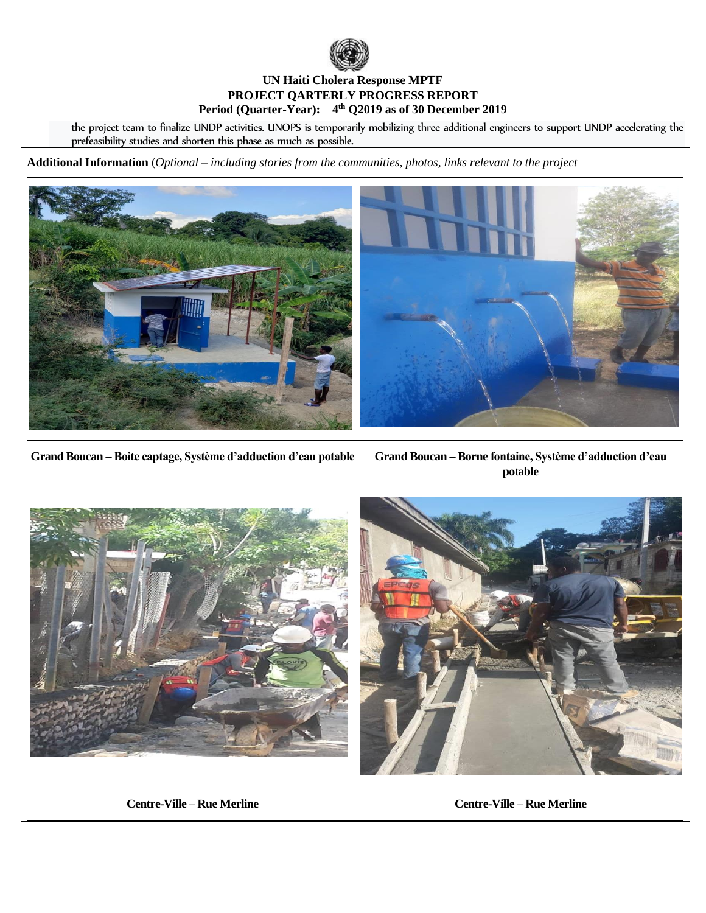the project team to finalize UNDP activities. UNOPS is temporarily mobilizing three additional engineers to support UNDP accelerating the prefeasibility studies and shorten this phase as much as possible.

**Additional Information** (*Optional – including stories from the communities, photos, links relevant to the project*

| | |
|---|---|
| **Grand Boucan – Boite captage, Système d'adduction d'eau potable** | **Grand Boucan – Borne fontaine, Système d'adduction d'eau potable** |
| **Centre-Ville – Rue Merline** | **Centre-Ville – Rue Merline** |